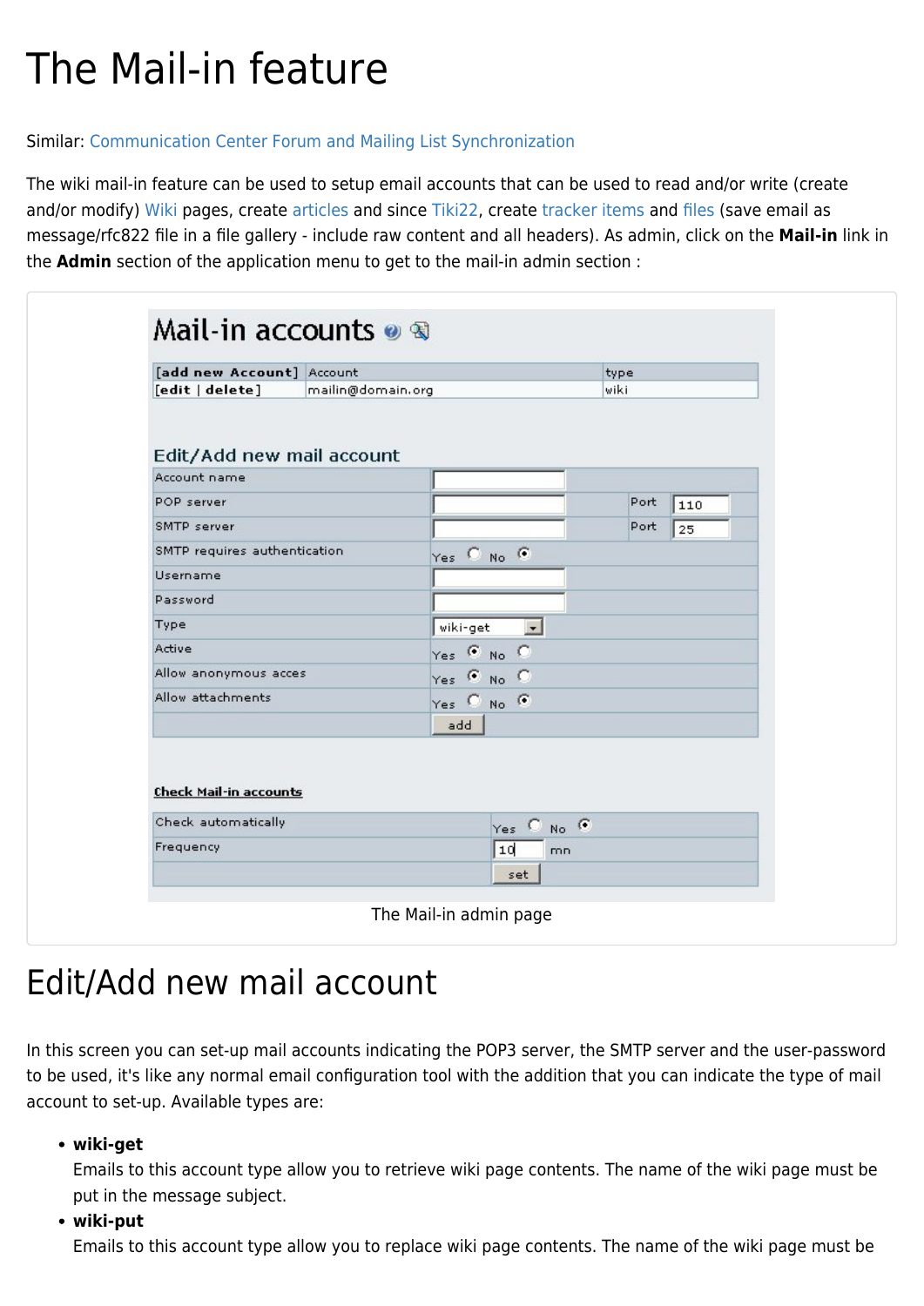# The Mail-in feature

Similar: Communication Center Forum and Mailing List Synchronization

The wiki mail-in feature can be used to setup email accounts that can be used to read and/or write (create and/or modify) Wiki pages, create articles and since Tiki22, create tracker items and files (save email as message/rfc822 file in a file gallery - include raw content and all headers). As admin, click on the **Mail-in** link in the **Admin** section of the application menu to get to the mail-in admin section :

The Mail-in admin page

# Edit/Add new mail account

In this screen you can set-up mail accounts indicating the POP3 server, the SMTP server and the user-password to be used, it's like any normal email configuration tool with the addition that you can indicate the type of mail account to set-up. Available types are:

- **wiki-get**
  Emails to this account type allow you to retrieve wiki page contents. The name of the wiki page must be put in the message subject.
- **wiki-put**
  Emails to this account type allow you to replace wiki page contents. The name of the wiki page must be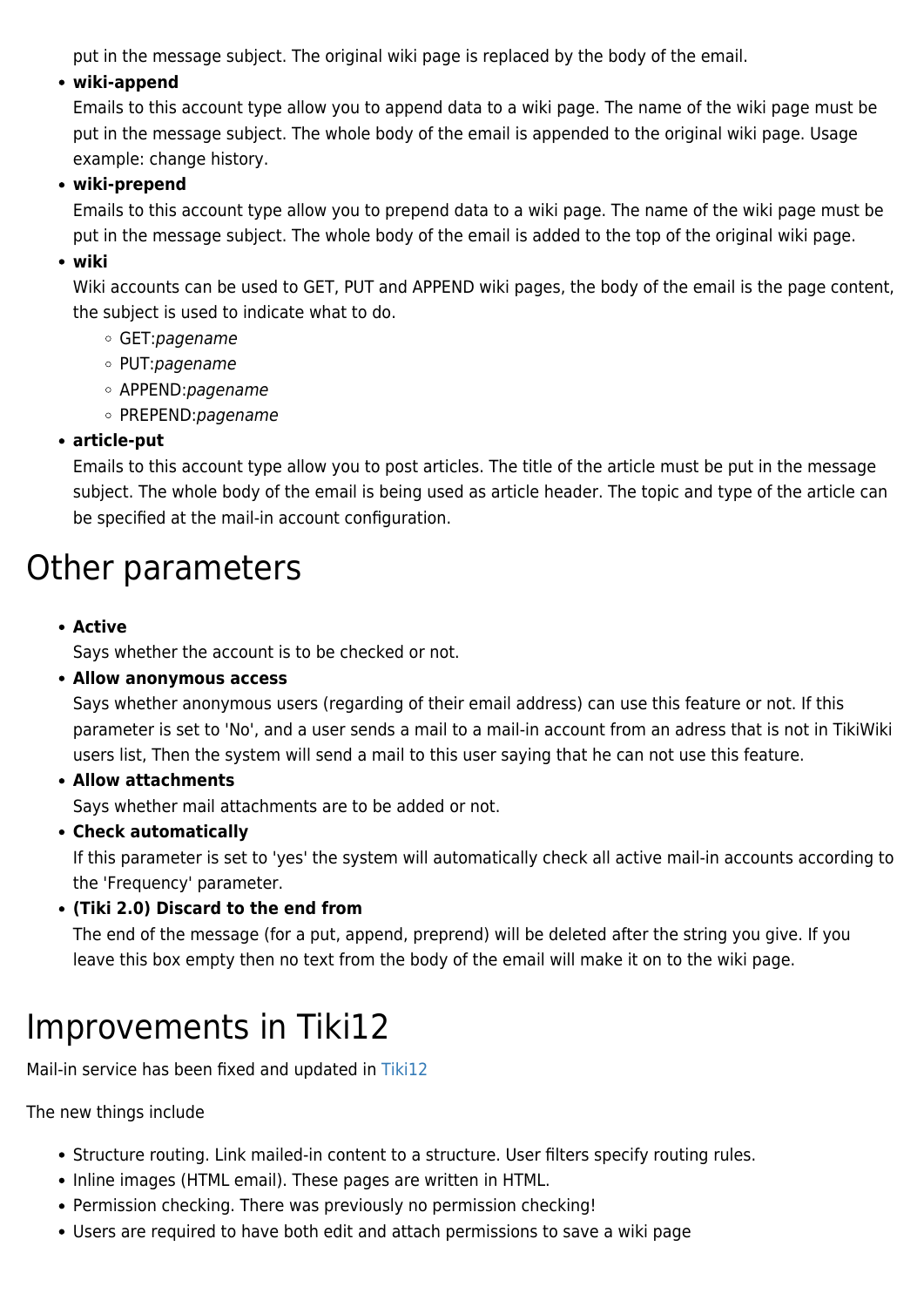put in the message subject. The original wiki page is replaced by the body of the email.

- **wiki-append**
  Emails to this account type allow you to append data to a wiki page. The name of the wiki page must be put in the message subject. The whole body of the email is appended to the original wiki page. Usage example: change history.
- **wiki-prepend**
  Emails to this account type allow you to prepend data to a wiki page. The name of the wiki page must be put in the message subject. The whole body of the email is added to the top of the original wiki page.
- **wiki**
  Wiki accounts can be used to GET, PUT and APPEND wiki pages, the body of the email is the page content, the subject is used to indicate what to do.
  - GET:*pagename*
  - PUT:*pagename*
  - APPEND:*pagename*
  - PREPEND:*pagename*
- **article-put**
  Emails to this account type allow you to post articles. The title of the article must be put in the message subject. The whole body of the email is being used as article header. The topic and type of the article can be specified at the mail-in account configuration.

# Other parameters

- **Active**
  Says whether the account is to be checked or not.
- **Allow anonymous access**
  Says whether anonymous users (regarding of their email address) can use this feature or not. If this parameter is set to 'No', and a user sends a mail to a mail-in account from an adress that is not in TikiWiki users list, Then the system will send a mail to this user saying that he can not use this feature.
- **Allow attachments**
  Says whether mail attachments are to be added or not.
- **Check automatically**
  If this parameter is set to 'yes' the system will automatically check all active mail-in accounts according to the 'Frequency' parameter.
- **(Tiki 2.0) Discard to the end from**
  The end of the message (for a put, append, preprend) will be deleted after the string you give. If you leave this box empty then no text from the body of the email will make it on to the wiki page.

# Improvements in Tiki12

Mail-in service has been fixed and updated in Tiki12

The new things include

- Structure routing. Link mailed-in content to a structure. User filters specify routing rules.
- Inline images (HTML email). These pages are written in HTML.
- Permission checking. There was previously no permission checking!
- Users are required to have both edit and attach permissions to save a wiki page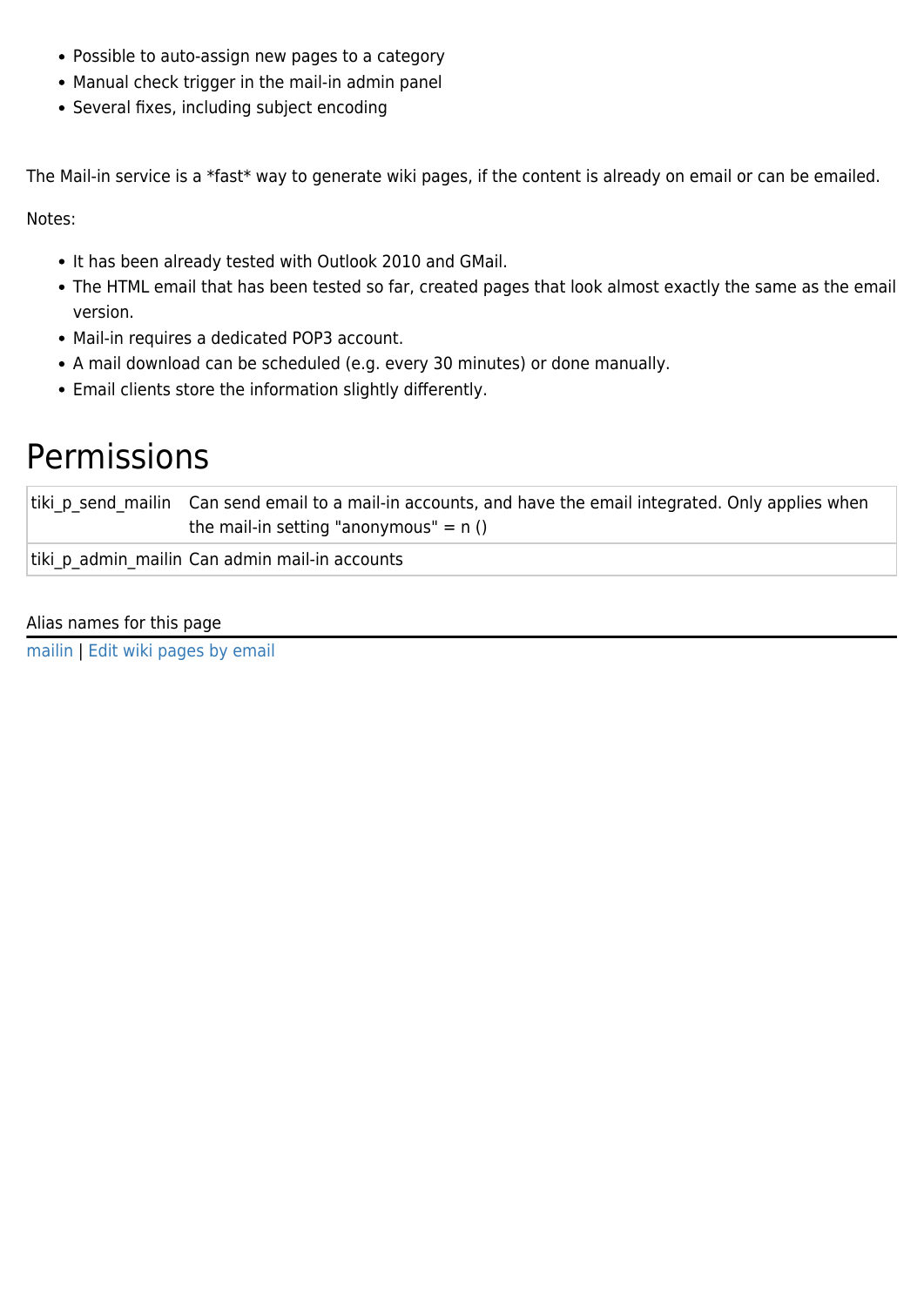- Possible to auto-assign new pages to a category
- Manual check trigger in the mail-in admin panel
- Several fixes, including subject encoding

The Mail-in service is a *fast* way to generate wiki pages, if the content is already on email or can be emailed.

Notes:

- It has been already tested with Outlook 2010 and GMail.
- The HTML email that has been tested so far, created pages that look almost exactly the same as the email version.
- Mail-in requires a dedicated POP3 account.
- A mail download can be scheduled (e.g. every 30 minutes) or done manually.
- Email clients store the information slightly differently.

# Permissions

| | |
|---|---|
| tiki_p_send_mailin | Can send email to a mail-in accounts, and have the email integrated. Only applies when the mail-in setting "anonymous" = n () |
| tiki_p_admin_mailin | Can admin mail-in accounts |

Alias names for this page

mailin | Edit wiki pages by email